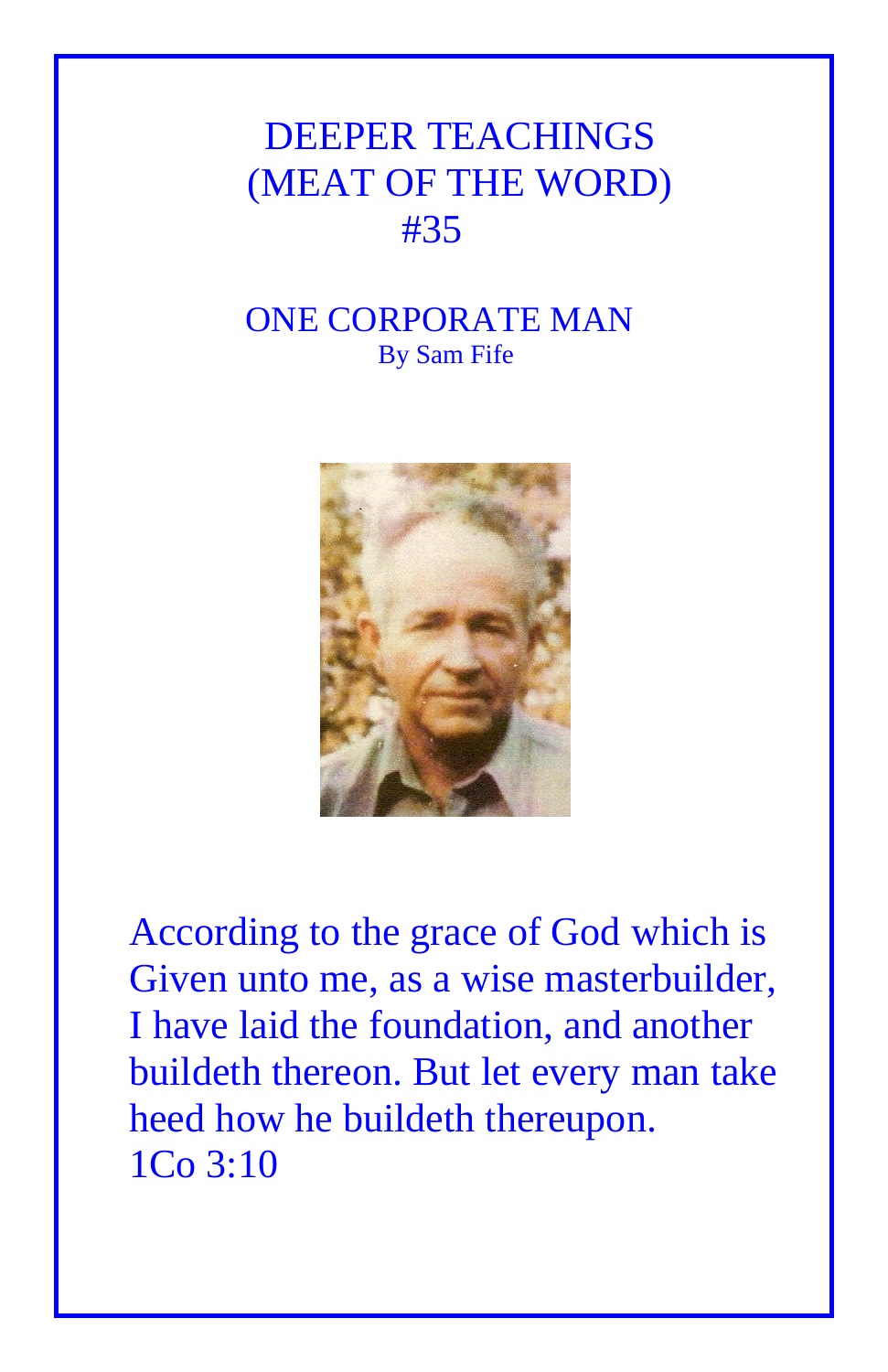# DEEPER TEACHINGS
# (MEAT OF THE WORD)
# #35

## ONE CORPORATE MAN

By Sam Fife

According to the grace of God which is Given unto me, as a wise masterbuilder, I have laid the foundation, and another buildeth thereon. But let every man take heed how he buildeth thereupon.
1Co 3:10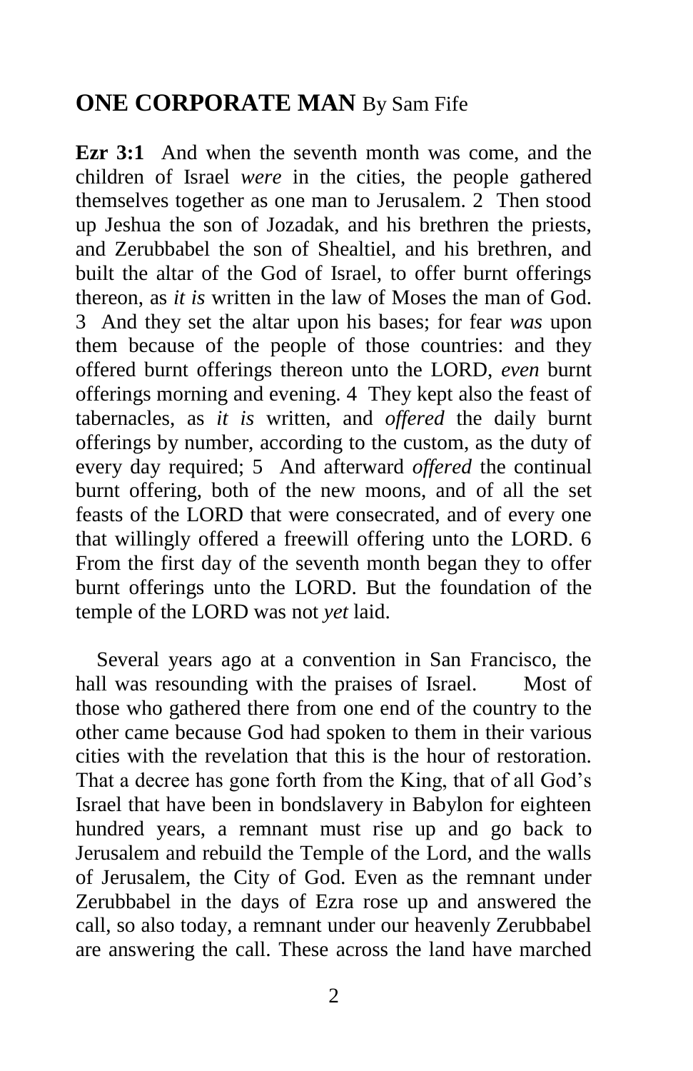## **ONE CORPORATE MAN** By Sam Fife

**Ezr 3:1** And when the seventh month was come, and the children of Israel *were* in the cities, the people gathered themselves together as one man to Jerusalem. 2 Then stood up Jeshua the son of Jozadak, and his brethren the priests, and Zerubbabel the son of Shealtiel, and his brethren, and built the altar of the God of Israel, to offer burnt offerings thereon, as *it is* written in the law of Moses the man of God. 3 And they set the altar upon his bases; for fear *was* upon them because of the people of those countries: and they offered burnt offerings thereon unto the LORD, *even* burnt offerings morning and evening. 4 They kept also the feast of tabernacles, as *it is* written, and *offered* the daily burnt offerings by number, according to the custom, as the duty of every day required; 5 And afterward *offered* the continual burnt offering, both of the new moons, and of all the set feasts of the LORD that were consecrated, and of every one that willingly offered a freewill offering unto the LORD. 6 From the first day of the seventh month began they to offer burnt offerings unto the LORD. But the foundation of the temple of the LORD was not *yet* laid.

Several years ago at a convention in San Francisco, the hall was resounding with the praises of Israel. Most of those who gathered there from one end of the country to the other came because God had spoken to them in their various cities with the revelation that this is the hour of restoration. That a decree has gone forth from the King, that of all God's Israel that have been in bondslavery in Babylon for eighteen hundred years, a remnant must rise up and go back to Jerusalem and rebuild the Temple of the Lord, and the walls of Jerusalem, the City of God. Even as the remnant under Zerubbabel in the days of Ezra rose up and answered the call, so also today, a remnant under our heavenly Zerubbabel are answering the call. These across the land have marched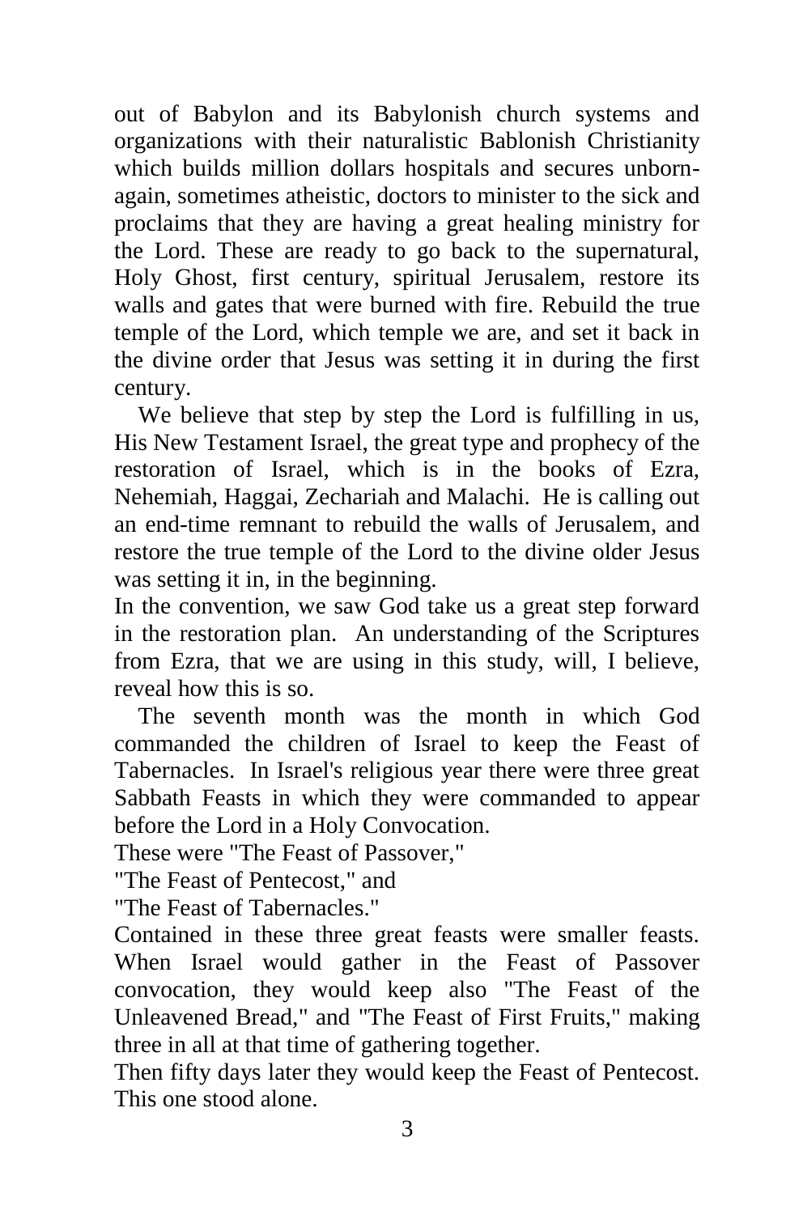out of Babylon and its Babylonish church systems and organizations with their naturalistic Bablonish Christianity which builds million dollars hospitals and secures unborn-again, sometimes atheistic, doctors to minister to the sick and proclaims that they are having a great healing ministry for the Lord. These are ready to go back to the supernatural, Holy Ghost, first century, spiritual Jerusalem, restore its walls and gates that were burned with fire. Rebuild the true temple of the Lord, which temple we are, and set it back in the divine order that Jesus was setting it in during the first century.

We believe that step by step the Lord is fulfilling in us, His New Testament Israel, the great type and prophecy of the restoration of Israel, which is in the books of Ezra, Nehemiah, Haggai, Zechariah and Malachi. He is calling out an end-time remnant to rebuild the walls of Jerusalem, and restore the true temple of the Lord to the divine older Jesus was setting it in, in the beginning.

In the convention, we saw God take us a great step forward in the restoration plan. An understanding of the Scriptures from Ezra, that we are using in this study, will, I believe, reveal how this is so.

The seventh month was the month in which God commanded the children of Israel to keep the Feast of Tabernacles. In Israel's religious year there were three great Sabbath Feasts in which they were commanded to appear before the Lord in a Holy Convocation.

These were "The Feast of Passover,"

"The Feast of Pentecost," and

"The Feast of Tabernacles."

Contained in these three great feasts were smaller feasts. When Israel would gather in the Feast of Passover convocation, they would keep also "The Feast of the Unleavened Bread," and "The Feast of First Fruits," making three in all at that time of gathering together.

Then fifty days later they would keep the Feast of Pentecost. This one stood alone.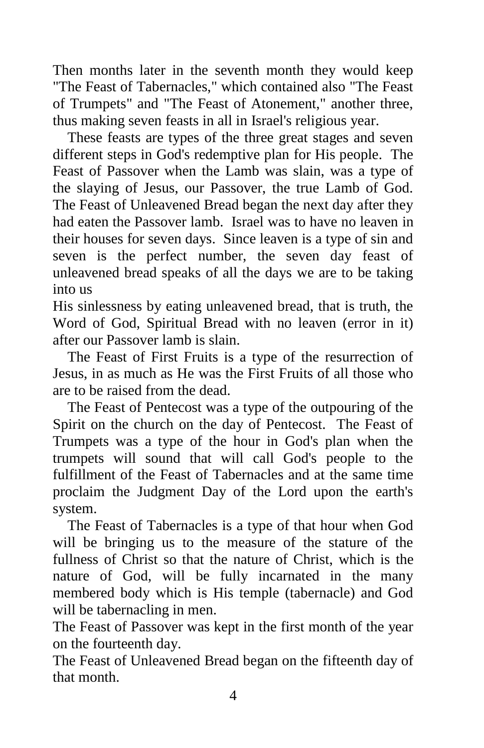Then months later in the seventh month they would keep "The Feast of Tabernacles," which contained also "The Feast of Trumpets" and "The Feast of Atonement," another three, thus making seven feasts in all in Israel's religious year.

These feasts are types of the three great stages and seven different steps in God's redemptive plan for His people. The Feast of Passover when the Lamb was slain, was a type of the slaying of Jesus, our Passover, the true Lamb of God. The Feast of Unleavened Bread began the next day after they had eaten the Passover lamb. Israel was to have no leaven in their houses for seven days. Since leaven is a type of sin and seven is the perfect number, the seven day feast of unleavened bread speaks of all the days we are to be taking into us
His sinlessness by eating unleavened bread, that is truth, the Word of God, Spiritual Bread with no leaven (error in it) after our Passover lamb is slain.

The Feast of First Fruits is a type of the resurrection of Jesus, in as much as He was the First Fruits of all those who are to be raised from the dead.

The Feast of Pentecost was a type of the outpouring of the Spirit on the church on the day of Pentecost. The Feast of Trumpets was a type of the hour in God's plan when the trumpets will sound that will call God's people to the fulfillment of the Feast of Tabernacles and at the same time proclaim the Judgment Day of the Lord upon the earth's system.

The Feast of Tabernacles is a type of that hour when God will be bringing us to the measure of the stature of the fullness of Christ so that the nature of Christ, which is the nature of God, will be fully incarnated in the many membered body which is His temple (tabernacle) and God will be tabernacling in men.
The Feast of Passover was kept in the first month of the year on the fourteenth day.
The Feast of Unleavened Bread began on the fifteenth day of that month.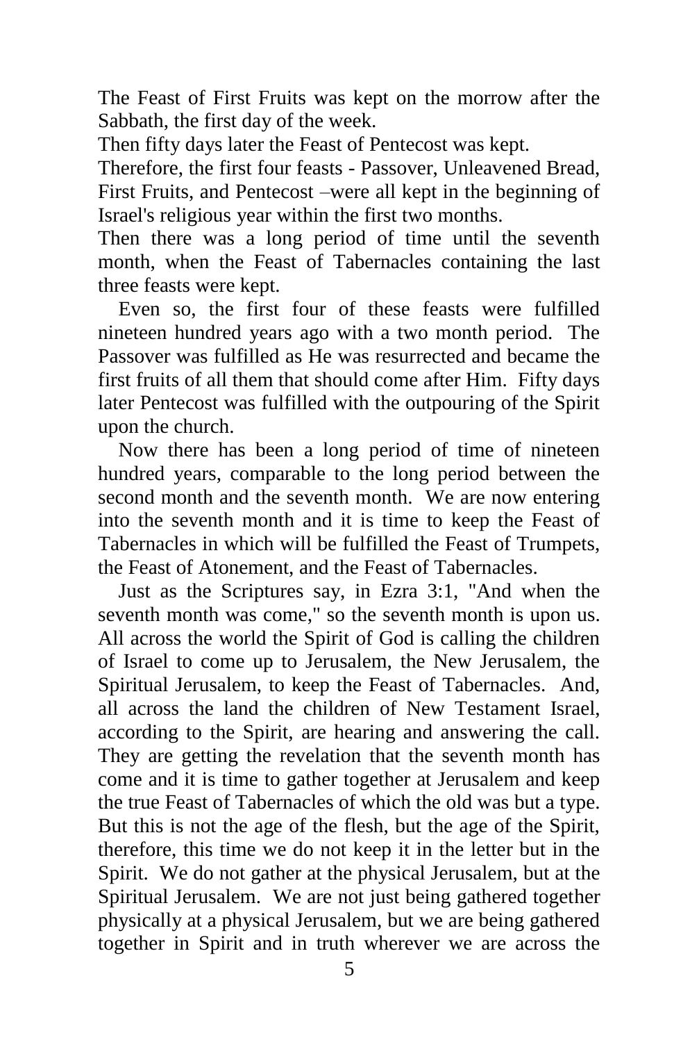The Feast of First Fruits was kept on the morrow after the Sabbath, the first day of the week.

Then fifty days later the Feast of Pentecost was kept.

Therefore, the first four feasts - Passover, Unleavened Bread, First Fruits, and Pentecost –were all kept in the beginning of Israel's religious year within the first two months.

Then there was a long period of time until the seventh month, when the Feast of Tabernacles containing the last three feasts were kept.

Even so, the first four of these feasts were fulfilled nineteen hundred years ago with a two month period. The Passover was fulfilled as He was resurrected and became the first fruits of all them that should come after Him. Fifty days later Pentecost was fulfilled with the outpouring of the Spirit upon the church.

Now there has been a long period of time of nineteen hundred years, comparable to the long period between the second month and the seventh month. We are now entering into the seventh month and it is time to keep the Feast of Tabernacles in which will be fulfilled the Feast of Trumpets, the Feast of Atonement, and the Feast of Tabernacles.

Just as the Scriptures say, in Ezra 3:1, "And when the seventh month was come," so the seventh month is upon us. All across the world the Spirit of God is calling the children of Israel to come up to Jerusalem, the New Jerusalem, the Spiritual Jerusalem, to keep the Feast of Tabernacles. And, all across the land the children of New Testament Israel, according to the Spirit, are hearing and answering the call. They are getting the revelation that the seventh month has come and it is time to gather together at Jerusalem and keep the true Feast of Tabernacles of which the old was but a type. But this is not the age of the flesh, but the age of the Spirit, therefore, this time we do not keep it in the letter but in the Spirit. We do not gather at the physical Jerusalem, but at the Spiritual Jerusalem. We are not just being gathered together physically at a physical Jerusalem, but we are being gathered together in Spirit and in truth wherever we are across the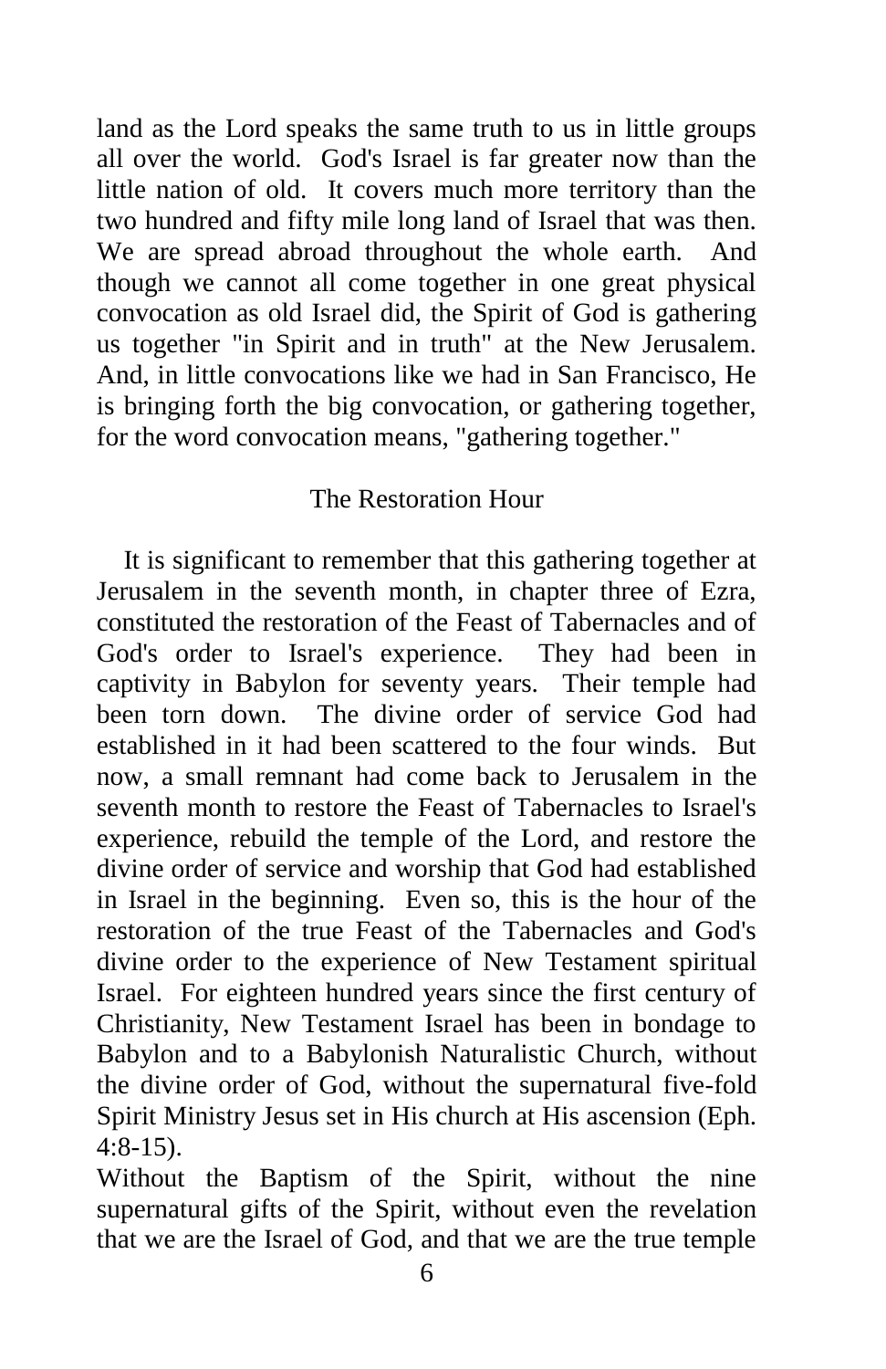land as the Lord speaks the same truth to us in little groups all over the world. God's Israel is far greater now than the little nation of old. It covers much more territory than the two hundred and fifty mile long land of Israel that was then. We are spread abroad throughout the whole earth. And though we cannot all come together in one great physical convocation as old Israel did, the Spirit of God is gathering us together "in Spirit and in truth" at the New Jerusalem. And, in little convocations like we had in San Francisco, He is bringing forth the big convocation, or gathering together, for the word convocation means, "gathering together."

## The Restoration Hour

It is significant to remember that this gathering together at Jerusalem in the seventh month, in chapter three of Ezra, constituted the restoration of the Feast of Tabernacles and of God's order to Israel's experience. They had been in captivity in Babylon for seventy years. Their temple had been torn down. The divine order of service God had established in it had been scattered to the four winds. But now, a small remnant had come back to Jerusalem in the seventh month to restore the Feast of Tabernacles to Israel's experience, rebuild the temple of the Lord, and restore the divine order of service and worship that God had established in Israel in the beginning. Even so, this is the hour of the restoration of the true Feast of the Tabernacles and God's divine order to the experience of New Testament spiritual Israel. For eighteen hundred years since the first century of Christianity, New Testament Israel has been in bondage to Babylon and to a Babylonish Naturalistic Church, without the divine order of God, without the supernatural five-fold Spirit Ministry Jesus set in His church at His ascension (Eph. 4:8-15).

Without the Baptism of the Spirit, without the nine supernatural gifts of the Spirit, without even the revelation that we are the Israel of God, and that we are the true temple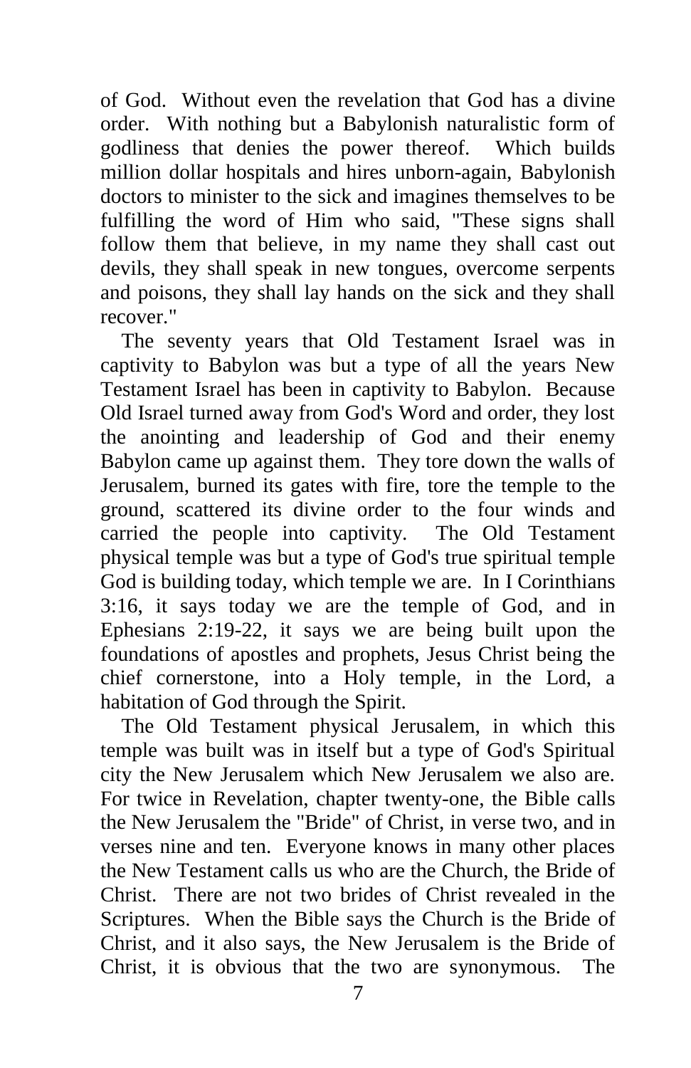of God. Without even the revelation that God has a divine order. With nothing but a Babylonish naturalistic form of godliness that denies the power thereof. Which builds million dollar hospitals and hires unborn-again, Babylonish doctors to minister to the sick and imagines themselves to be fulfilling the word of Him who said, "These signs shall follow them that believe, in my name they shall cast out devils, they shall speak in new tongues, overcome serpents and poisons, they shall lay hands on the sick and they shall recover."

The seventy years that Old Testament Israel was in captivity to Babylon was but a type of all the years New Testament Israel has been in captivity to Babylon. Because Old Israel turned away from God's Word and order, they lost the anointing and leadership of God and their enemy Babylon came up against them. They tore down the walls of Jerusalem, burned its gates with fire, tore the temple to the ground, scattered its divine order to the four winds and carried the people into captivity. The Old Testament physical temple was but a type of God's true spiritual temple God is building today, which temple we are. In I Corinthians 3:16, it says today we are the temple of God, and in Ephesians 2:19-22, it says we are being built upon the foundations of apostles and prophets, Jesus Christ being the chief cornerstone, into a Holy temple, in the Lord, a habitation of God through the Spirit.

The Old Testament physical Jerusalem, in which this temple was built was in itself but a type of God's Spiritual city the New Jerusalem which New Jerusalem we also are. For twice in Revelation, chapter twenty-one, the Bible calls the New Jerusalem the "Bride" of Christ, in verse two, and in verses nine and ten. Everyone knows in many other places the New Testament calls us who are the Church, the Bride of Christ. There are not two brides of Christ revealed in the Scriptures. When the Bible says the Church is the Bride of Christ, and it also says, the New Jerusalem is the Bride of Christ, it is obvious that the two are synonymous. The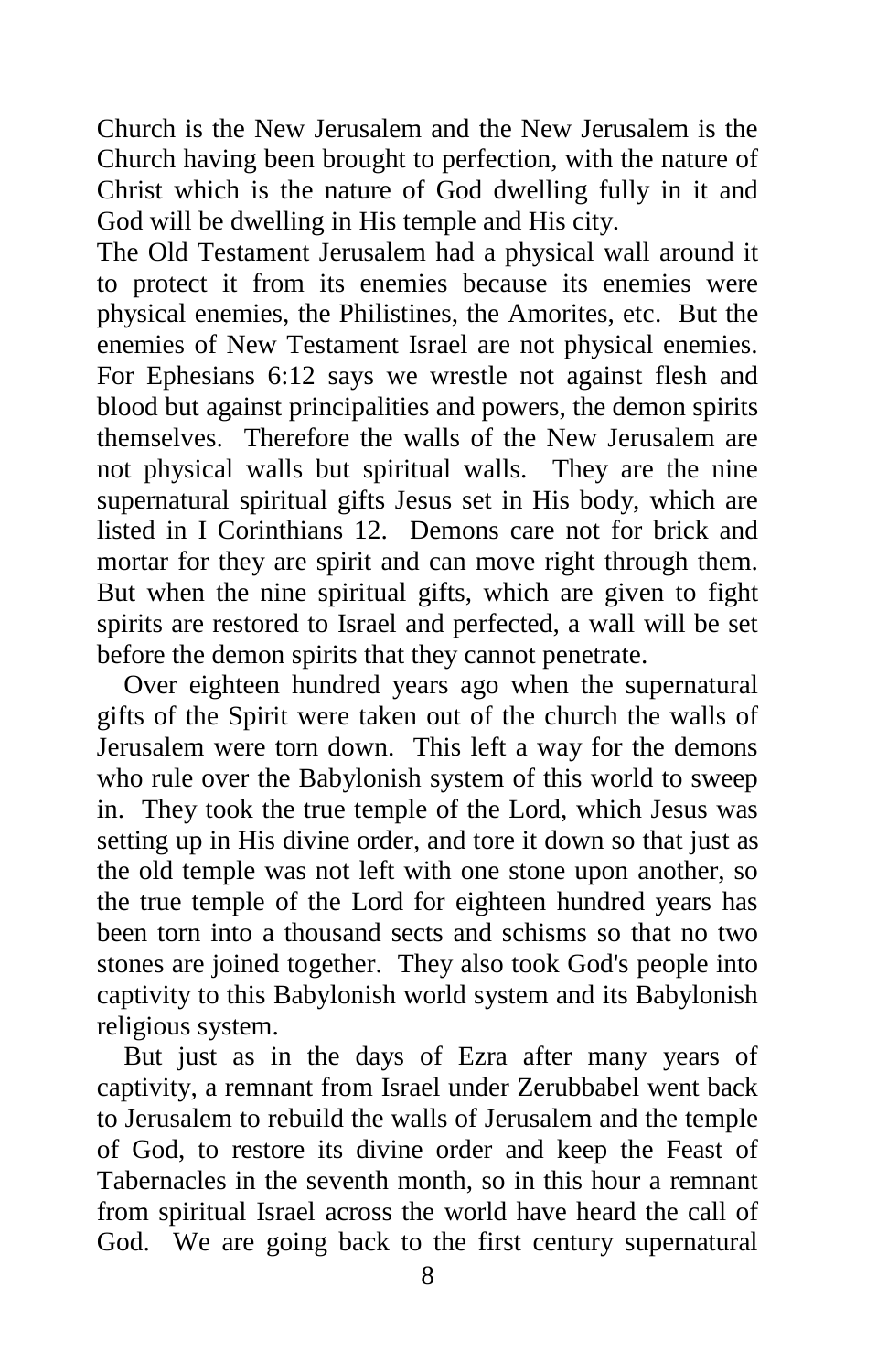Church is the New Jerusalem and the New Jerusalem is the Church having been brought to perfection, with the nature of Christ which is the nature of God dwelling fully in it and God will be dwelling in His temple and His city.

The Old Testament Jerusalem had a physical wall around it to protect it from its enemies because its enemies were physical enemies, the Philistines, the Amorites, etc. But the enemies of New Testament Israel are not physical enemies. For Ephesians 6:12 says we wrestle not against flesh and blood but against principalities and powers, the demon spirits themselves. Therefore the walls of the New Jerusalem are not physical walls but spiritual walls. They are the nine supernatural spiritual gifts Jesus set in His body, which are listed in I Corinthians 12. Demons care not for brick and mortar for they are spirit and can move right through them. But when the nine spiritual gifts, which are given to fight spirits are restored to Israel and perfected, a wall will be set before the demon spirits that they cannot penetrate.

Over eighteen hundred years ago when the supernatural gifts of the Spirit were taken out of the church the walls of Jerusalem were torn down. This left a way for the demons who rule over the Babylonish system of this world to sweep in. They took the true temple of the Lord, which Jesus was setting up in His divine order, and tore it down so that just as the old temple was not left with one stone upon another, so the true temple of the Lord for eighteen hundred years has been torn into a thousand sects and schisms so that no two stones are joined together. They also took God's people into captivity to this Babylonish world system and its Babylonish religious system.

But just as in the days of Ezra after many years of captivity, a remnant from Israel under Zerubbabel went back to Jerusalem to rebuild the walls of Jerusalem and the temple of God, to restore its divine order and keep the Feast of Tabernacles in the seventh month, so in this hour a remnant from spiritual Israel across the world have heard the call of God. We are going back to the first century supernatural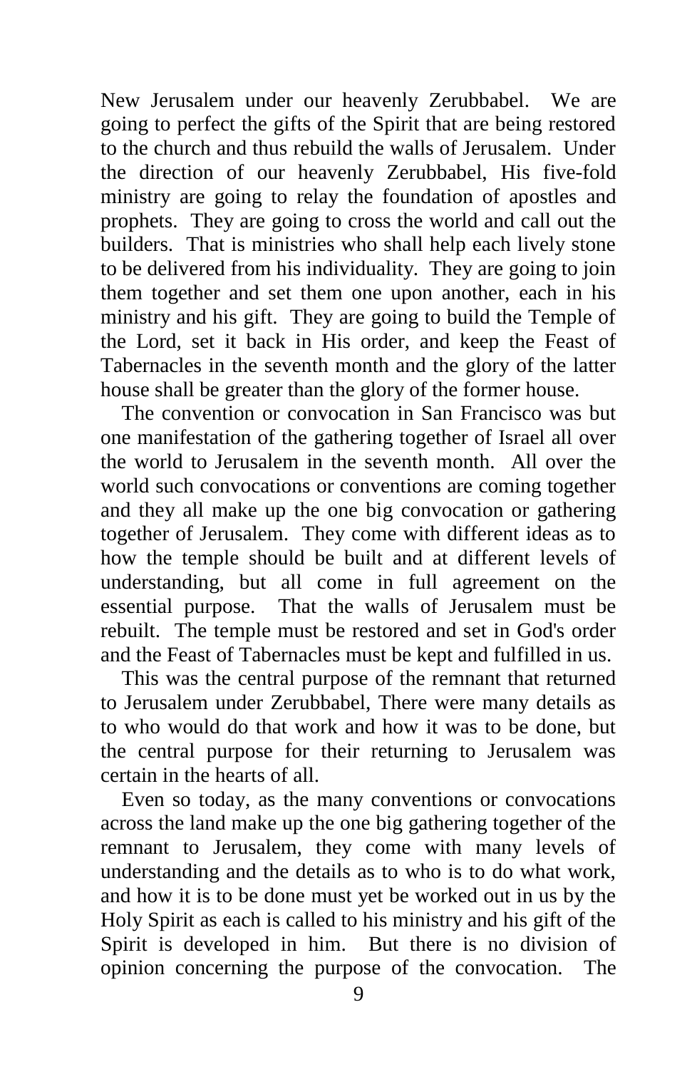New Jerusalem under our heavenly Zerubbabel. We are going to perfect the gifts of the Spirit that are being restored to the church and thus rebuild the walls of Jerusalem. Under the direction of our heavenly Zerubbabel, His five-fold ministry are going to relay the foundation of apostles and prophets. They are going to cross the world and call out the builders. That is ministries who shall help each lively stone to be delivered from his individuality. They are going to join them together and set them one upon another, each in his ministry and his gift. They are going to build the Temple of the Lord, set it back in His order, and keep the Feast of Tabernacles in the seventh month and the glory of the latter house shall be greater than the glory of the former house.

The convention or convocation in San Francisco was but one manifestation of the gathering together of Israel all over the world to Jerusalem in the seventh month. All over the world such convocations or conventions are coming together and they all make up the one big convocation or gathering together of Jerusalem. They come with different ideas as to how the temple should be built and at different levels of understanding, but all come in full agreement on the essential purpose. That the walls of Jerusalem must be rebuilt. The temple must be restored and set in God's order and the Feast of Tabernacles must be kept and fulfilled in us.

This was the central purpose of the remnant that returned to Jerusalem under Zerubbabel, There were many details as to who would do that work and how it was to be done, but the central purpose for their returning to Jerusalem was certain in the hearts of all.

Even so today, as the many conventions or convocations across the land make up the one big gathering together of the remnant to Jerusalem, they come with many levels of understanding and the details as to who is to do what work, and how it is to be done must yet be worked out in us by the Holy Spirit as each is called to his ministry and his gift of the Spirit is developed in him. But there is no division of opinion concerning the purpose of the convocation. The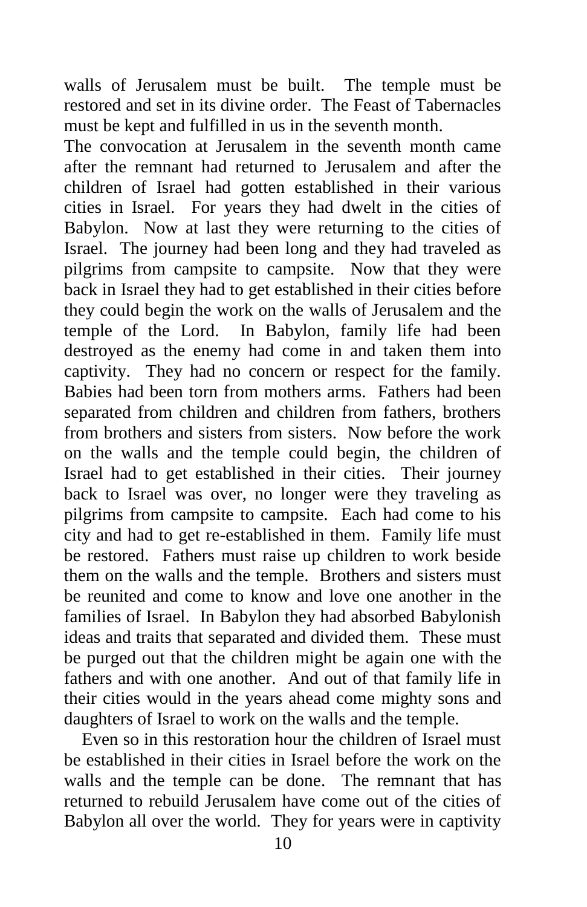walls of Jerusalem must be built. The temple must be restored and set in its divine order. The Feast of Tabernacles must be kept and fulfilled in us in the seventh month.

The convocation at Jerusalem in the seventh month came after the remnant had returned to Jerusalem and after the children of Israel had gotten established in their various cities in Israel. For years they had dwelt in the cities of Babylon. Now at last they were returning to the cities of Israel. The journey had been long and they had traveled as pilgrims from campsite to campsite. Now that they were back in Israel they had to get established in their cities before they could begin the work on the walls of Jerusalem and the temple of the Lord. In Babylon, family life had been destroyed as the enemy had come in and taken them into captivity. They had no concern or respect for the family. Babies had been torn from mothers arms. Fathers had been separated from children and children from fathers, brothers from brothers and sisters from sisters. Now before the work on the walls and the temple could begin, the children of Israel had to get established in their cities. Their journey back to Israel was over, no longer were they traveling as pilgrims from campsite to campsite. Each had come to his city and had to get re-established in them. Family life must be restored. Fathers must raise up children to work beside them on the walls and the temple. Brothers and sisters must be reunited and come to know and love one another in the families of Israel. In Babylon they had absorbed Babylonish ideas and traits that separated and divided them. These must be purged out that the children might be again one with the fathers and with one another. And out of that family life in their cities would in the years ahead come mighty sons and daughters of Israel to work on the walls and the temple.

Even so in this restoration hour the children of Israel must be established in their cities in Israel before the work on the walls and the temple can be done. The remnant that has returned to rebuild Jerusalem have come out of the cities of Babylon all over the world. They for years were in captivity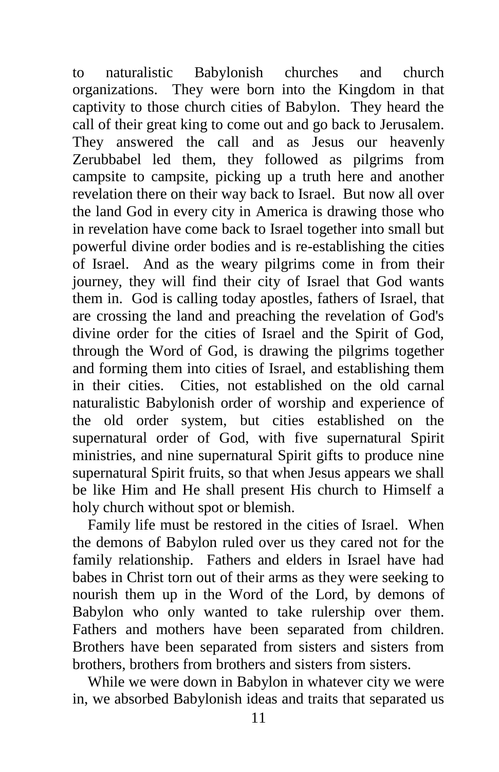to naturalistic Babylonish churches and church organizations. They were born into the Kingdom in that captivity to those church cities of Babylon. They heard the call of their great king to come out and go back to Jerusalem. They answered the call and as Jesus our heavenly Zerubbabel led them, they followed as pilgrims from campsite to campsite, picking up a truth here and another revelation there on their way back to Israel. But now all over the land God in every city in America is drawing those who in revelation have come back to Israel together into small but powerful divine order bodies and is re-establishing the cities of Israel. And as the weary pilgrims come in from their journey, they will find their city of Israel that God wants them in. God is calling today apostles, fathers of Israel, that are crossing the land and preaching the revelation of God's divine order for the cities of Israel and the Spirit of God, through the Word of God, is drawing the pilgrims together and forming them into cities of Israel, and establishing them in their cities. Cities, not established on the old carnal naturalistic Babylonish order of worship and experience of the old order system, but cities established on the supernatural order of God, with five supernatural Spirit ministries, and nine supernatural Spirit gifts to produce nine supernatural Spirit fruits, so that when Jesus appears we shall be like Him and He shall present His church to Himself a holy church without spot or blemish.

Family life must be restored in the cities of Israel. When the demons of Babylon ruled over us they cared not for the family relationship. Fathers and elders in Israel have had babes in Christ torn out of their arms as they were seeking to nourish them up in the Word of the Lord, by demons of Babylon who only wanted to take rulership over them. Fathers and mothers have been separated from children. Brothers have been separated from sisters and sisters from brothers, brothers from brothers and sisters from sisters.

While we were down in Babylon in whatever city we were in, we absorbed Babylonish ideas and traits that separated us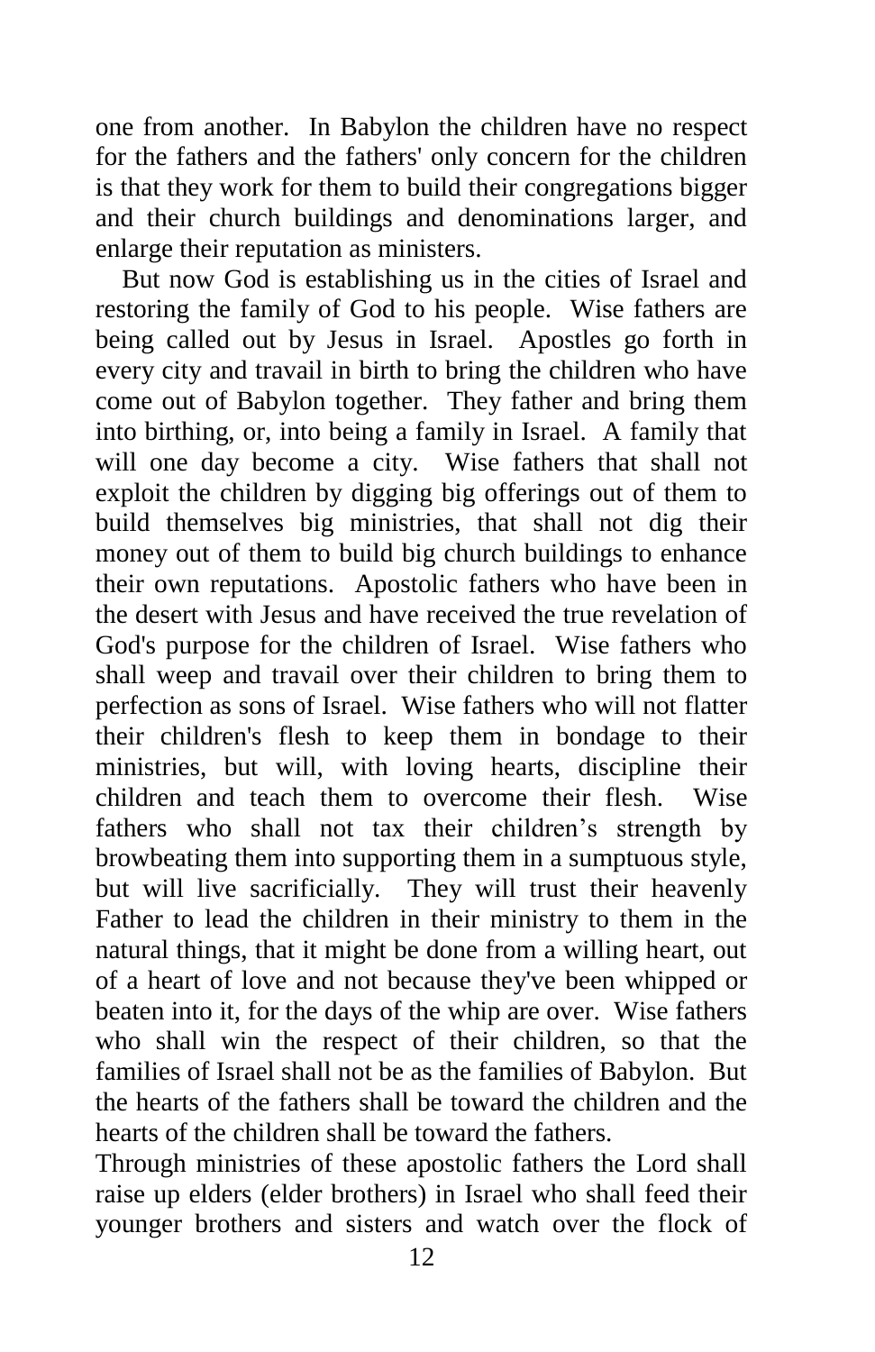one from another. In Babylon the children have no respect for the fathers and the fathers' only concern for the children is that they work for them to build their congregations bigger and their church buildings and denominations larger, and enlarge their reputation as ministers.

But now God is establishing us in the cities of Israel and restoring the family of God to his people. Wise fathers are being called out by Jesus in Israel. Apostles go forth in every city and travail in birth to bring the children who have come out of Babylon together. They father and bring them into birthing, or, into being a family in Israel. A family that will one day become a city. Wise fathers that shall not exploit the children by digging big offerings out of them to build themselves big ministries, that shall not dig their money out of them to build big church buildings to enhance their own reputations. Apostolic fathers who have been in the desert with Jesus and have received the true revelation of God's purpose for the children of Israel. Wise fathers who shall weep and travail over their children to bring them to perfection as sons of Israel. Wise fathers who will not flatter their children's flesh to keep them in bondage to their ministries, but will, with loving hearts, discipline their children and teach them to overcome their flesh. Wise fathers who shall not tax their children's strength by browbeating them into supporting them in a sumptuous style, but will live sacrificially. They will trust their heavenly Father to lead the children in their ministry to them in the natural things, that it might be done from a willing heart, out of a heart of love and not because they've been whipped or beaten into it, for the days of the whip are over. Wise fathers who shall win the respect of their children, so that the families of Israel shall not be as the families of Babylon. But the hearts of the fathers shall be toward the children and the hearts of the children shall be toward the fathers.

Through ministries of these apostolic fathers the Lord shall raise up elders (elder brothers) in Israel who shall feed their younger brothers and sisters and watch over the flock of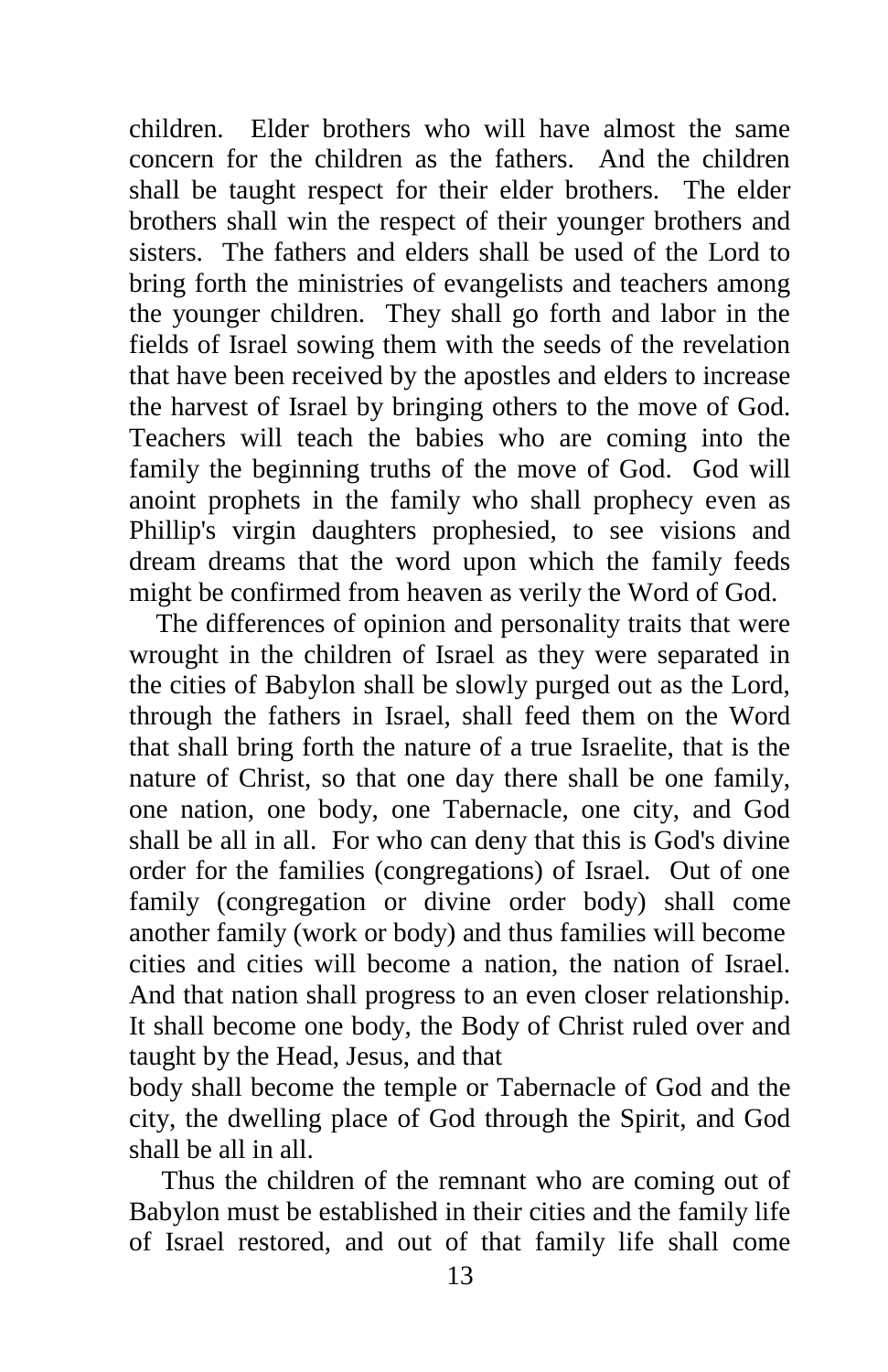children. Elder brothers who will have almost the same concern for the children as the fathers. And the children shall be taught respect for their elder brothers. The elder brothers shall win the respect of their younger brothers and sisters. The fathers and elders shall be used of the Lord to bring forth the ministries of evangelists and teachers among the younger children. They shall go forth and labor in the fields of Israel sowing them with the seeds of the revelation that have been received by the apostles and elders to increase the harvest of Israel by bringing others to the move of God. Teachers will teach the babies who are coming into the family the beginning truths of the move of God. God will anoint prophets in the family who shall prophecy even as Phillip's virgin daughters prophesied, to see visions and dream dreams that the word upon which the family feeds might be confirmed from heaven as verily the Word of God.

The differences of opinion and personality traits that were wrought in the children of Israel as they were separated in the cities of Babylon shall be slowly purged out as the Lord, through the fathers in Israel, shall feed them on the Word that shall bring forth the nature of a true Israelite, that is the nature of Christ, so that one day there shall be one family, one nation, one body, one Tabernacle, one city, and God shall be all in all. For who can deny that this is God's divine order for the families (congregations) of Israel. Out of one family (congregation or divine order body) shall come another family (work or body) and thus families will become cities and cities will become a nation, the nation of Israel. And that nation shall progress to an even closer relationship. It shall become one body, the Body of Christ ruled over and taught by the Head, Jesus, and that body shall become the temple or Tabernacle of God and the city, the dwelling place of God through the Spirit, and God shall be all in all.

Thus the children of the remnant who are coming out of Babylon must be established in their cities and the family life of Israel restored, and out of that family life shall come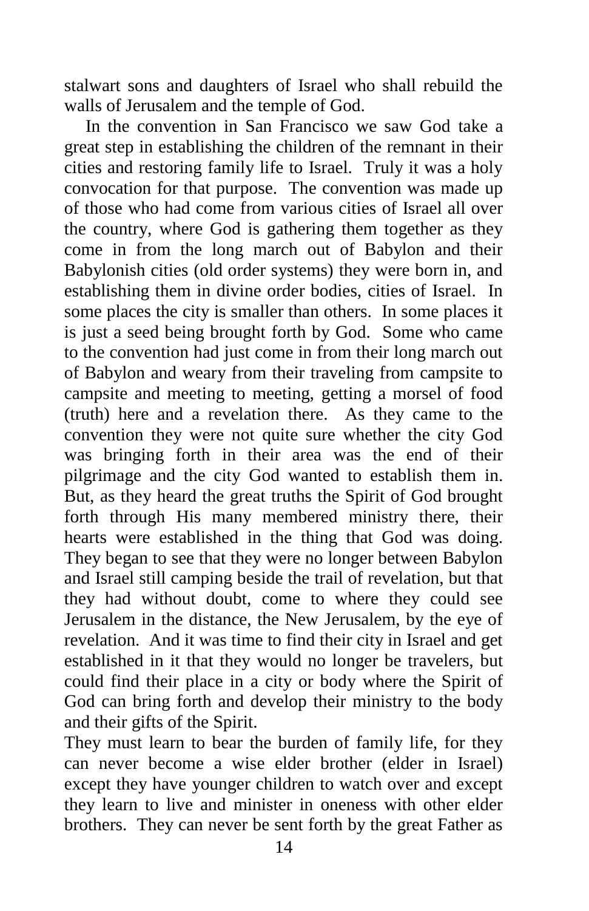stalwart sons and daughters of Israel who shall rebuild the walls of Jerusalem and the temple of God.

In the convention in San Francisco we saw God take a great step in establishing the children of the remnant in their cities and restoring family life to Israel. Truly it was a holy convocation for that purpose. The convention was made up of those who had come from various cities of Israel all over the country, where God is gathering them together as they come in from the long march out of Babylon and their Babylonish cities (old order systems) they were born in, and establishing them in divine order bodies, cities of Israel. In some places the city is smaller than others. In some places it is just a seed being brought forth by God. Some who came to the convention had just come in from their long march out of Babylon and weary from their traveling from campsite to campsite and meeting to meeting, getting a morsel of food (truth) here and a revelation there. As they came to the convention they were not quite sure whether the city God was bringing forth in their area was the end of their pilgrimage and the city God wanted to establish them in. But, as they heard the great truths the Spirit of God brought forth through His many membered ministry there, their hearts were established in the thing that God was doing. They began to see that they were no longer between Babylon and Israel still camping beside the trail of revelation, but that they had without doubt, come to where they could see Jerusalem in the distance, the New Jerusalem, by the eye of revelation. And it was time to find their city in Israel and get established in it that they would no longer be travelers, but could find their place in a city or body where the Spirit of God can bring forth and develop their ministry to the body and their gifts of the Spirit.

They must learn to bear the burden of family life, for they can never become a wise elder brother (elder in Israel) except they have younger children to watch over and except they learn to live and minister in oneness with other elder brothers. They can never be sent forth by the great Father as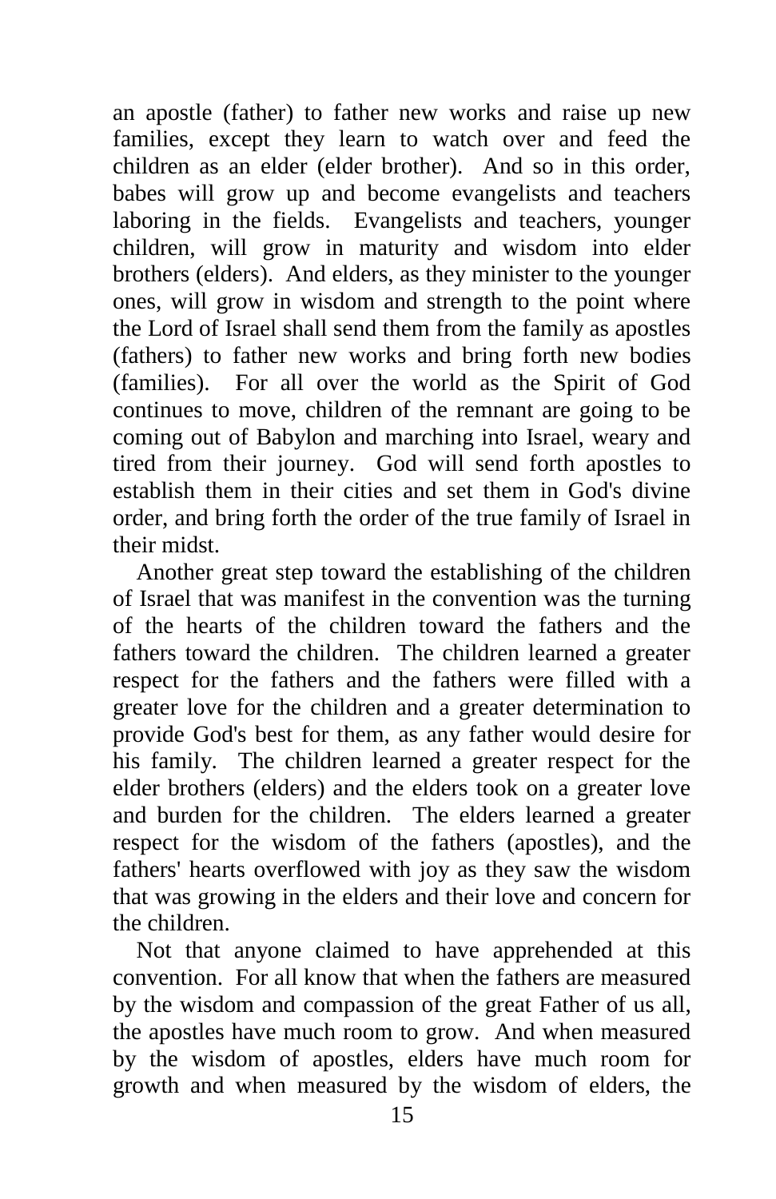an apostle (father) to father new works and raise up new families, except they learn to watch over and feed the children as an elder (elder brother). And so in this order, babes will grow up and become evangelists and teachers laboring in the fields. Evangelists and teachers, younger children, will grow in maturity and wisdom into elder brothers (elders). And elders, as they minister to the younger ones, will grow in wisdom and strength to the point where the Lord of Israel shall send them from the family as apostles (fathers) to father new works and bring forth new bodies (families). For all over the world as the Spirit of God continues to move, children of the remnant are going to be coming out of Babylon and marching into Israel, weary and tired from their journey. God will send forth apostles to establish them in their cities and set them in God's divine order, and bring forth the order of the true family of Israel in their midst.

Another great step toward the establishing of the children of Israel that was manifest in the convention was the turning of the hearts of the children toward the fathers and the fathers toward the children. The children learned a greater respect for the fathers and the fathers were filled with a greater love for the children and a greater determination to provide God's best for them, as any father would desire for his family. The children learned a greater respect for the elder brothers (elders) and the elders took on a greater love and burden for the children. The elders learned a greater respect for the wisdom of the fathers (apostles), and the fathers' hearts overflowed with joy as they saw the wisdom that was growing in the elders and their love and concern for the children.

Not that anyone claimed to have apprehended at this convention. For all know that when the fathers are measured by the wisdom and compassion of the great Father of us all, the apostles have much room to grow. And when measured by the wisdom of apostles, elders have much room for growth and when measured by the wisdom of elders, the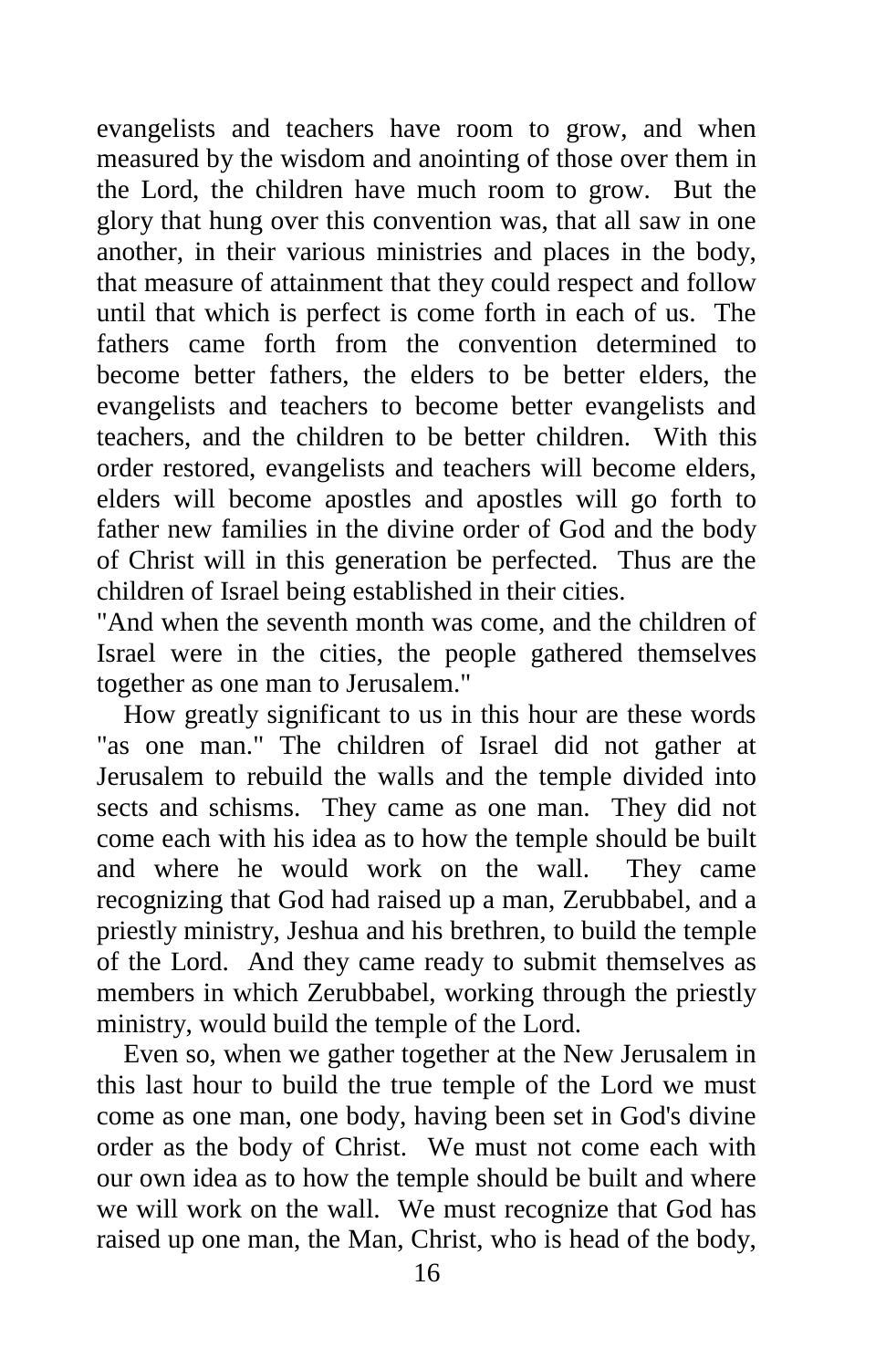evangelists and teachers have room to grow, and when measured by the wisdom and anointing of those over them in the Lord, the children have much room to grow. But the glory that hung over this convention was, that all saw in one another, in their various ministries and places in the body, that measure of attainment that they could respect and follow until that which is perfect is come forth in each of us. The fathers came forth from the convention determined to become better fathers, the elders to be better elders, the evangelists and teachers to become better evangelists and teachers, and the children to be better children. With this order restored, evangelists and teachers will become elders, elders will become apostles and apostles will go forth to father new families in the divine order of God and the body of Christ will in this generation be perfected. Thus are the children of Israel being established in their cities.

"And when the seventh month was come, and the children of Israel were in the cities, the people gathered themselves together as one man to Jerusalem."

How greatly significant to us in this hour are these words "as one man." The children of Israel did not gather at Jerusalem to rebuild the walls and the temple divided into sects and schisms. They came as one man. They did not come each with his idea as to how the temple should be built and where he would work on the wall. They came recognizing that God had raised up a man, Zerubbabel, and a priestly ministry, Jeshua and his brethren, to build the temple of the Lord. And they came ready to submit themselves as members in which Zerubbabel, working through the priestly ministry, would build the temple of the Lord.

Even so, when we gather together at the New Jerusalem in this last hour to build the true temple of the Lord we must come as one man, one body, having been set in God's divine order as the body of Christ. We must not come each with our own idea as to how the temple should be built and where we will work on the wall. We must recognize that God has raised up one man, the Man, Christ, who is head of the body,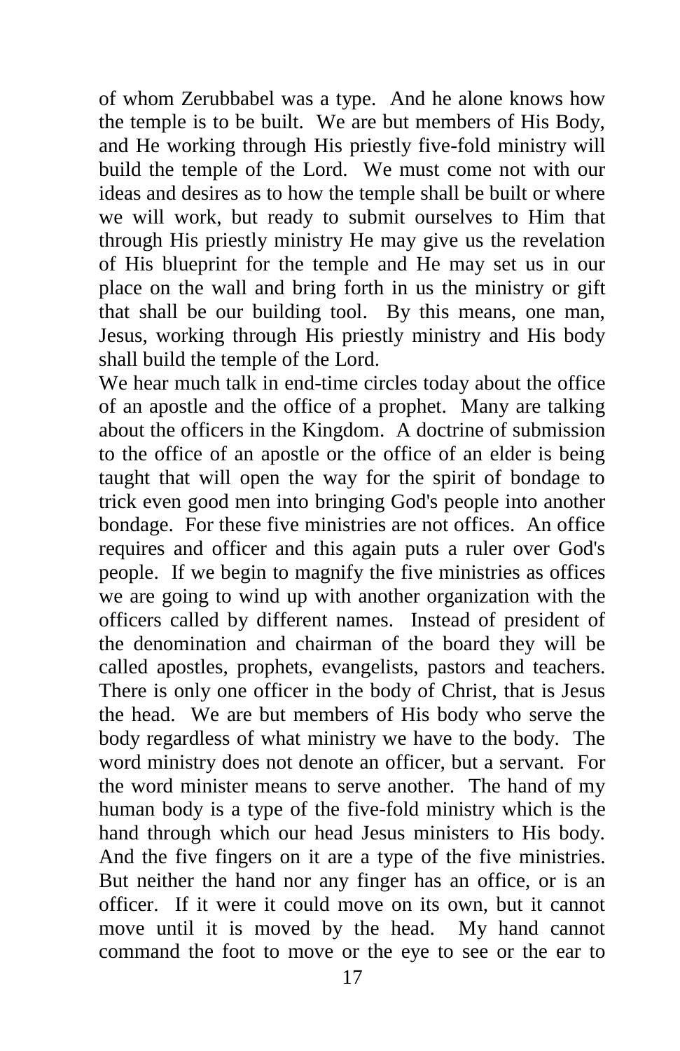of whom Zerubbabel was a type. And he alone knows how the temple is to be built. We are but members of His Body, and He working through His priestly five-fold ministry will build the temple of the Lord. We must come not with our ideas and desires as to how the temple shall be built or where we will work, but ready to submit ourselves to Him that through His priestly ministry He may give us the revelation of His blueprint for the temple and He may set us in our place on the wall and bring forth in us the ministry or gift that shall be our building tool. By this means, one man, Jesus, working through His priestly ministry and His body shall build the temple of the Lord.

We hear much talk in end-time circles today about the office of an apostle and the office of a prophet. Many are talking about the officers in the Kingdom. A doctrine of submission to the office of an apostle or the office of an elder is being taught that will open the way for the spirit of bondage to trick even good men into bringing God's people into another bondage. For these five ministries are not offices. An office requires and officer and this again puts a ruler over God's people. If we begin to magnify the five ministries as offices we are going to wind up with another organization with the officers called by different names. Instead of president of the denomination and chairman of the board they will be called apostles, prophets, evangelists, pastors and teachers. There is only one officer in the body of Christ, that is Jesus the head. We are but members of His body who serve the body regardless of what ministry we have to the body. The word ministry does not denote an officer, but a servant. For the word minister means to serve another. The hand of my human body is a type of the five-fold ministry which is the hand through which our head Jesus ministers to His body. And the five fingers on it are a type of the five ministries. But neither the hand nor any finger has an office, or is an officer. If it were it could move on its own, but it cannot move until it is moved by the head. My hand cannot command the foot to move or the eye to see or the ear to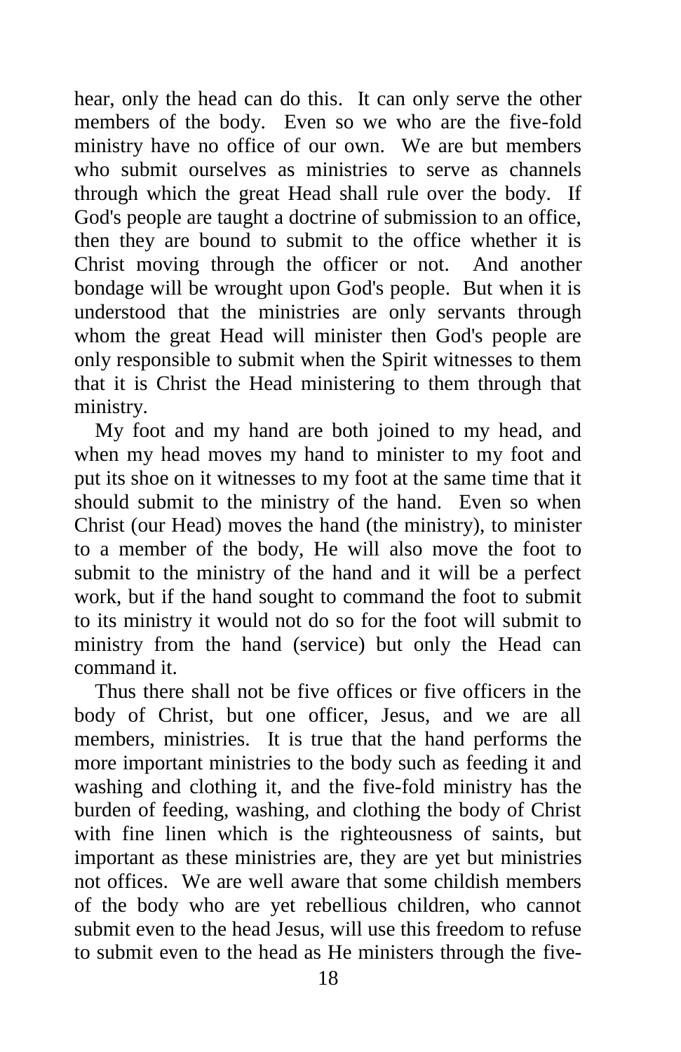hear, only the head can do this. It can only serve the other members of the body. Even so we who are the five-fold ministry have no office of our own. We are but members who submit ourselves as ministries to serve as channels through which the great Head shall rule over the body. If God's people are taught a doctrine of submission to an office, then they are bound to submit to the office whether it is Christ moving through the officer or not. And another bondage will be wrought upon God's people. But when it is understood that the ministries are only servants through whom the great Head will minister then God's people are only responsible to submit when the Spirit witnesses to them that it is Christ the Head ministering to them through that ministry.

My foot and my hand are both joined to my head, and when my head moves my hand to minister to my foot and put its shoe on it witnesses to my foot at the same time that it should submit to the ministry of the hand. Even so when Christ (our Head) moves the hand (the ministry), to minister to a member of the body, He will also move the foot to submit to the ministry of the hand and it will be a perfect work, but if the hand sought to command the foot to submit to its ministry it would not do so for the foot will submit to ministry from the hand (service) but only the Head can command it.

Thus there shall not be five offices or five officers in the body of Christ, but one officer, Jesus, and we are all members, ministries. It is true that the hand performs the more important ministries to the body such as feeding it and washing and clothing it, and the five-fold ministry has the burden of feeding, washing, and clothing the body of Christ with fine linen which is the righteousness of saints, but important as these ministries are, they are yet but ministries not offices. We are well aware that some childish members of the body who are yet rebellious children, who cannot submit even to the head Jesus, will use this freedom to refuse to submit even to the head as He ministers through the five-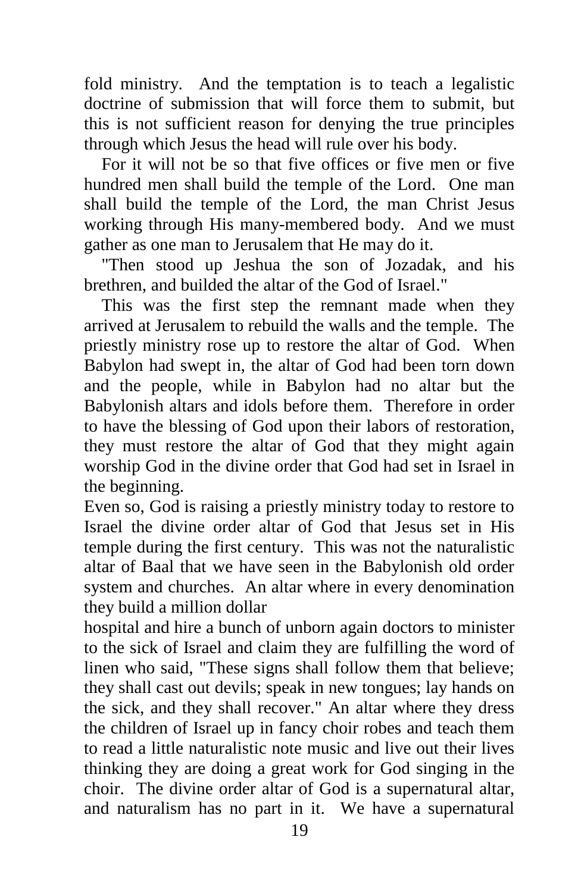fold ministry. And the temptation is to teach a legalistic doctrine of submission that will force them to submit, but this is not sufficient reason for denying the true principles through which Jesus the head will rule over his body.

For it will not be so that five offices or five men or five hundred men shall build the temple of the Lord. One man shall build the temple of the Lord, the man Christ Jesus working through His many-membered body. And we must gather as one man to Jerusalem that He may do it.

"Then stood up Jeshua the son of Jozadak, and his brethren, and builded the altar of the God of Israel."

This was the first step the remnant made when they arrived at Jerusalem to rebuild the walls and the temple. The priestly ministry rose up to restore the altar of God. When Babylon had swept in, the altar of God had been torn down and the people, while in Babylon had no altar but the Babylonish altars and idols before them. Therefore in order to have the blessing of God upon their labors of restoration, they must restore the altar of God that they might again worship God in the divine order that God had set in Israel in the beginning.

Even so, God is raising a priestly ministry today to restore to Israel the divine order altar of God that Jesus set in His temple during the first century. This was not the naturalistic altar of Baal that we have seen in the Babylonish old order system and churches. An altar where in every denomination they build a million dollar hospital and hire a bunch of unborn again doctors to minister to the sick of Israel and claim they are fulfilling the word of linen who said, "These signs shall follow them that believe; they shall cast out devils; speak in new tongues; lay hands on the sick, and they shall recover." An altar where they dress the children of Israel up in fancy choir robes and teach them to read a little naturalistic note music and live out their lives thinking they are doing a great work for God singing in the choir. The divine order altar of God is a supernatural altar, and naturalism has no part in it. We have a supernatural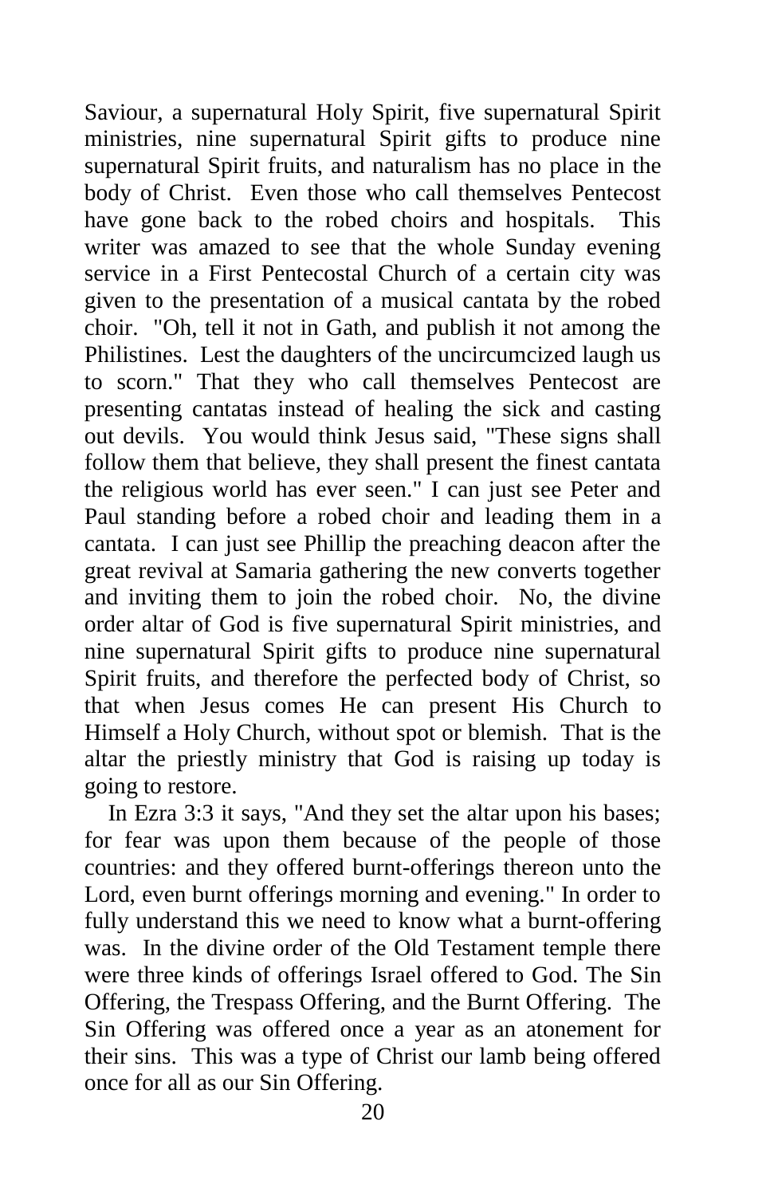Saviour, a supernatural Holy Spirit, five supernatural Spirit ministries, nine supernatural Spirit gifts to produce nine supernatural Spirit fruits, and naturalism has no place in the body of Christ. Even those who call themselves Pentecost have gone back to the robed choirs and hospitals. This writer was amazed to see that the whole Sunday evening service in a First Pentecostal Church of a certain city was given to the presentation of a musical cantata by the robed choir. "Oh, tell it not in Gath, and publish it not among the Philistines. Lest the daughters of the uncircumcized laugh us to scorn." That they who call themselves Pentecost are presenting cantatas instead of healing the sick and casting out devils. You would think Jesus said, "These signs shall follow them that believe, they shall present the finest cantata the religious world has ever seen." I can just see Peter and Paul standing before a robed choir and leading them in a cantata. I can just see Phillip the preaching deacon after the great revival at Samaria gathering the new converts together and inviting them to join the robed choir. No, the divine order altar of God is five supernatural Spirit ministries, and nine supernatural Spirit gifts to produce nine supernatural Spirit fruits, and therefore the perfected body of Christ, so that when Jesus comes He can present His Church to Himself a Holy Church, without spot or blemish. That is the altar the priestly ministry that God is raising up today is going to restore.

In Ezra 3:3 it says, "And they set the altar upon his bases; for fear was upon them because of the people of those countries: and they offered burnt-offerings thereon unto the Lord, even burnt offerings morning and evening." In order to fully understand this we need to know what a burnt-offering was. In the divine order of the Old Testament temple there were three kinds of offerings Israel offered to God. The Sin Offering, the Trespass Offering, and the Burnt Offering. The Sin Offering was offered once a year as an atonement for their sins. This was a type of Christ our lamb being offered once for all as our Sin Offering.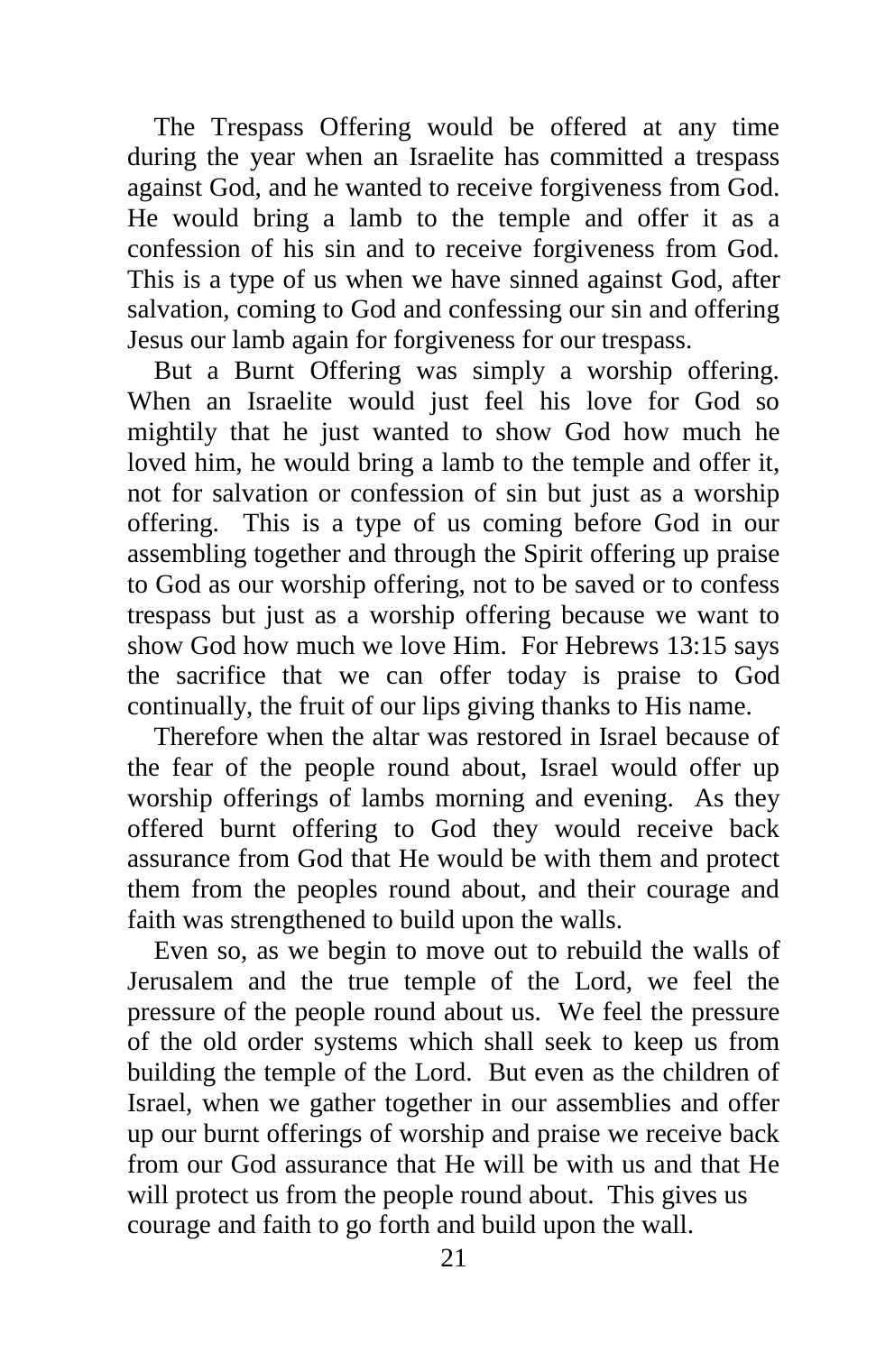The Trespass Offering would be offered at any time during the year when an Israelite has committed a trespass against God, and he wanted to receive forgiveness from God. He would bring a lamb to the temple and offer it as a confession of his sin and to receive forgiveness from God. This is a type of us when we have sinned against God, after salvation, coming to God and confessing our sin and offering Jesus our lamb again for forgiveness for our trespass.

But a Burnt Offering was simply a worship offering. When an Israelite would just feel his love for God so mightily that he just wanted to show God how much he loved him, he would bring a lamb to the temple and offer it, not for salvation or confession of sin but just as a worship offering. This is a type of us coming before God in our assembling together and through the Spirit offering up praise to God as our worship offering, not to be saved or to confess trespass but just as a worship offering because we want to show God how much we love Him. For Hebrews 13:15 says the sacrifice that we can offer today is praise to God continually, the fruit of our lips giving thanks to His name.

Therefore when the altar was restored in Israel because of the fear of the people round about, Israel would offer up worship offerings of lambs morning and evening. As they offered burnt offering to God they would receive back assurance from God that He would be with them and protect them from the peoples round about, and their courage and faith was strengthened to build upon the walls.

Even so, as we begin to move out to rebuild the walls of Jerusalem and the true temple of the Lord, we feel the pressure of the people round about us. We feel the pressure of the old order systems which shall seek to keep us from building the temple of the Lord. But even as the children of Israel, when we gather together in our assemblies and offer up our burnt offerings of worship and praise we receive back from our God assurance that He will be with us and that He will protect us from the people round about. This gives us courage and faith to go forth and build upon the wall.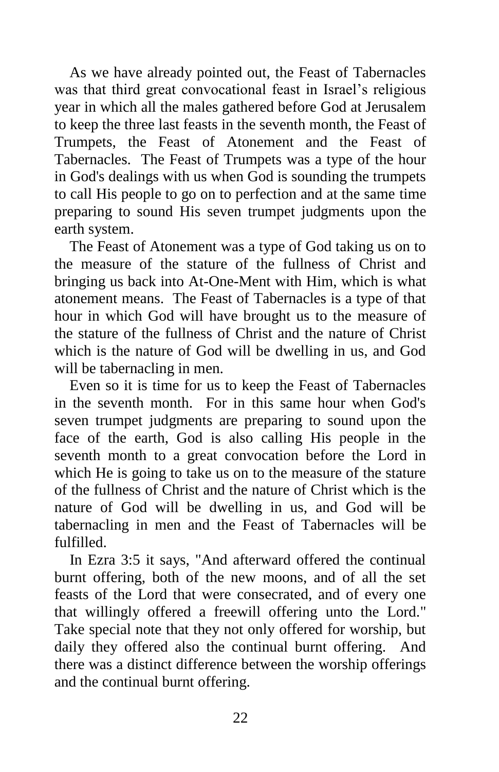As we have already pointed out, the Feast of Tabernacles was that third great convocational feast in Israel's religious year in which all the males gathered before God at Jerusalem to keep the three last feasts in the seventh month, the Feast of Trumpets, the Feast of Atonement and the Feast of Tabernacles. The Feast of Trumpets was a type of the hour in God's dealings with us when God is sounding the trumpets to call His people to go on to perfection and at the same time preparing to sound His seven trumpet judgments upon the earth system.

The Feast of Atonement was a type of God taking us on to the measure of the stature of the fullness of Christ and bringing us back into At-One-Ment with Him, which is what atonement means. The Feast of Tabernacles is a type of that hour in which God will have brought us to the measure of the stature of the fullness of Christ and the nature of Christ which is the nature of God will be dwelling in us, and God will be tabernacling in men.

Even so it is time for us to keep the Feast of Tabernacles in the seventh month. For in this same hour when God's seven trumpet judgments are preparing to sound upon the face of the earth, God is also calling His people in the seventh month to a great convocation before the Lord in which He is going to take us on to the measure of the stature of the fullness of Christ and the nature of Christ which is the nature of God will be dwelling in us, and God will be tabernacling in men and the Feast of Tabernacles will be fulfilled.

In Ezra 3:5 it says, "And afterward offered the continual burnt offering, both of the new moons, and of all the set feasts of the Lord that were consecrated, and of every one that willingly offered a freewill offering unto the Lord." Take special note that they not only offered for worship, but daily they offered also the continual burnt offering. And there was a distinct difference between the worship offerings and the continual burnt offering.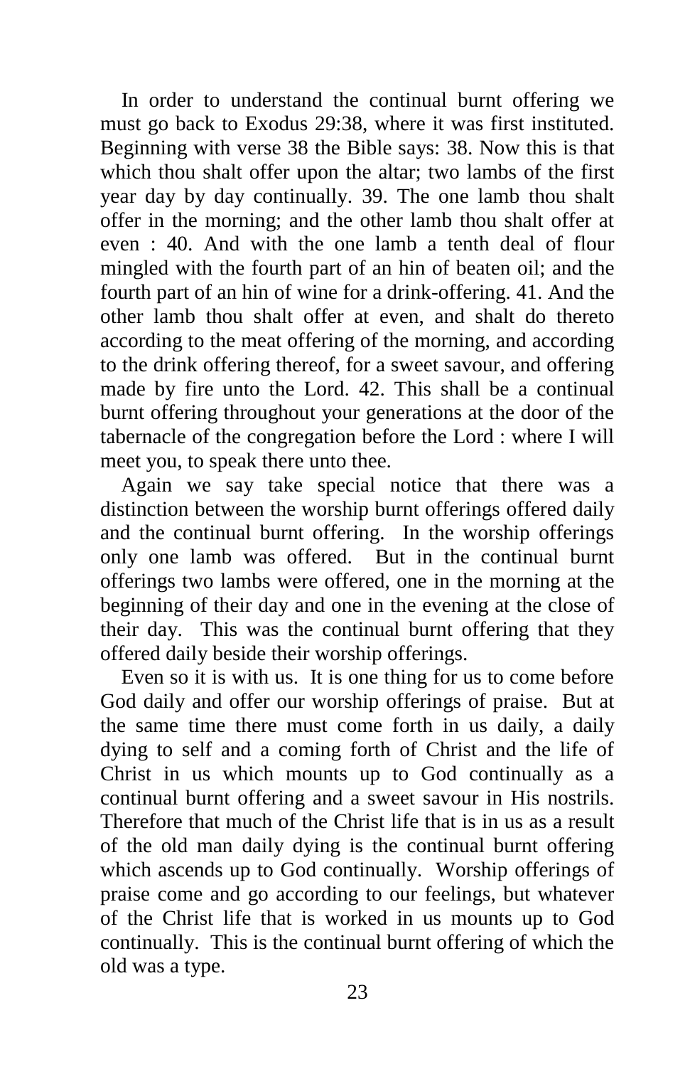In order to understand the continual burnt offering we must go back to Exodus 29:38, where it was first instituted. Beginning with verse 38 the Bible says: 38. Now this is that which thou shalt offer upon the altar; two lambs of the first year day by day continually. 39. The one lamb thou shalt offer in the morning; and the other lamb thou shalt offer at even : 40. And with the one lamb a tenth deal of flour mingled with the fourth part of an hin of beaten oil; and the fourth part of an hin of wine for a drink-offering. 41. And the other lamb thou shalt offer at even, and shalt do thereto according to the meat offering of the morning, and according to the drink offering thereof, for a sweet savour, and offering made by fire unto the Lord. 42. This shall be a continual burnt offering throughout your generations at the door of the tabernacle of the congregation before the Lord : where I will meet you, to speak there unto thee.

Again we say take special notice that there was a distinction between the worship burnt offerings offered daily and the continual burnt offering. In the worship offerings only one lamb was offered. But in the continual burnt offerings two lambs were offered, one in the morning at the beginning of their day and one in the evening at the close of their day. This was the continual burnt offering that they offered daily beside their worship offerings.

Even so it is with us. It is one thing for us to come before God daily and offer our worship offerings of praise. But at the same time there must come forth in us daily, a daily dying to self and a coming forth of Christ and the life of Christ in us which mounts up to God continually as a continual burnt offering and a sweet savour in His nostrils. Therefore that much of the Christ life that is in us as a result of the old man daily dying is the continual burnt offering which ascends up to God continually. Worship offerings of praise come and go according to our feelings, but whatever of the Christ life that is worked in us mounts up to God continually. This is the continual burnt offering of which the old was a type.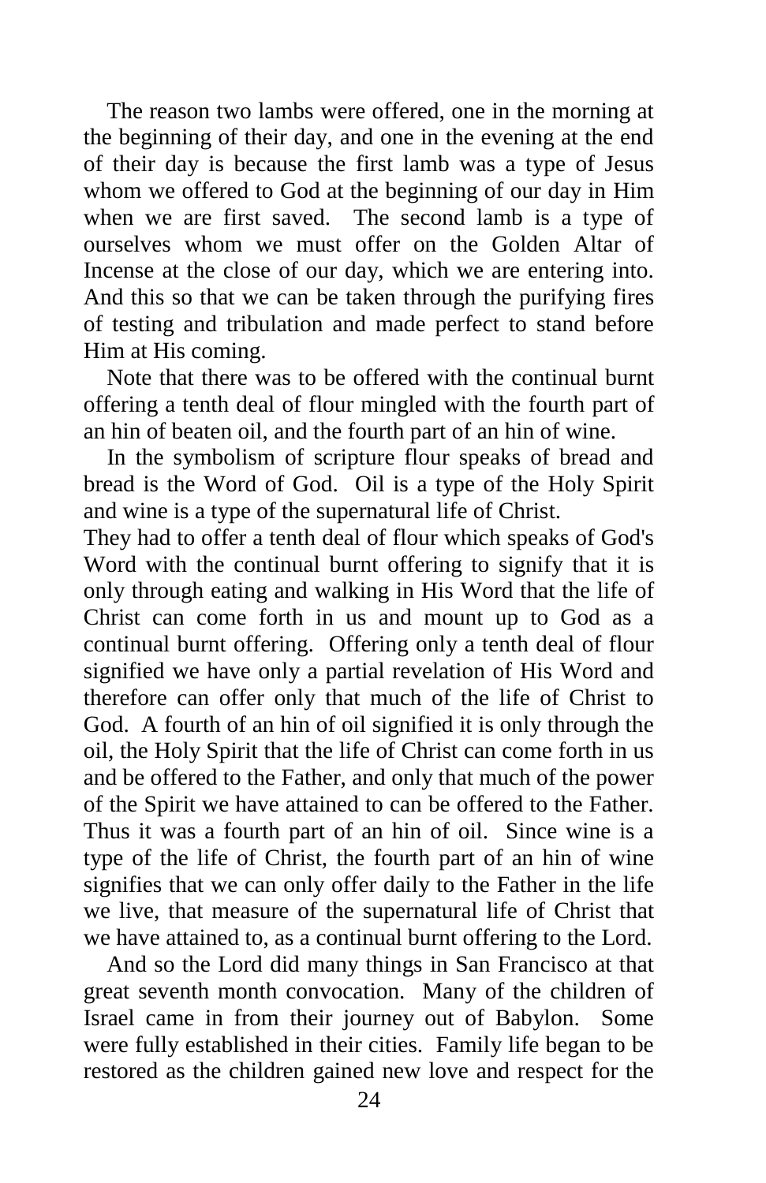The reason two lambs were offered, one in the morning at the beginning of their day, and one in the evening at the end of their day is because the first lamb was a type of Jesus whom we offered to God at the beginning of our day in Him when we are first saved. The second lamb is a type of ourselves whom we must offer on the Golden Altar of Incense at the close of our day, which we are entering into. And this so that we can be taken through the purifying fires of testing and tribulation and made perfect to stand before Him at His coming.

Note that there was to be offered with the continual burnt offering a tenth deal of flour mingled with the fourth part of an hin of beaten oil, and the fourth part of an hin of wine.

In the symbolism of scripture flour speaks of bread and bread is the Word of God. Oil is a type of the Holy Spirit and wine is a type of the supernatural life of Christ.

They had to offer a tenth deal of flour which speaks of God's Word with the continual burnt offering to signify that it is only through eating and walking in His Word that the life of Christ can come forth in us and mount up to God as a continual burnt offering. Offering only a tenth deal of flour signified we have only a partial revelation of His Word and therefore can offer only that much of the life of Christ to God. A fourth of an hin of oil signified it is only through the oil, the Holy Spirit that the life of Christ can come forth in us and be offered to the Father, and only that much of the power of the Spirit we have attained to can be offered to the Father. Thus it was a fourth part of an hin of oil. Since wine is a type of the life of Christ, the fourth part of an hin of wine signifies that we can only offer daily to the Father in the life we live, that measure of the supernatural life of Christ that we have attained to, as a continual burnt offering to the Lord.

And so the Lord did many things in San Francisco at that great seventh month convocation. Many of the children of Israel came in from their journey out of Babylon. Some were fully established in their cities. Family life began to be restored as the children gained new love and respect for the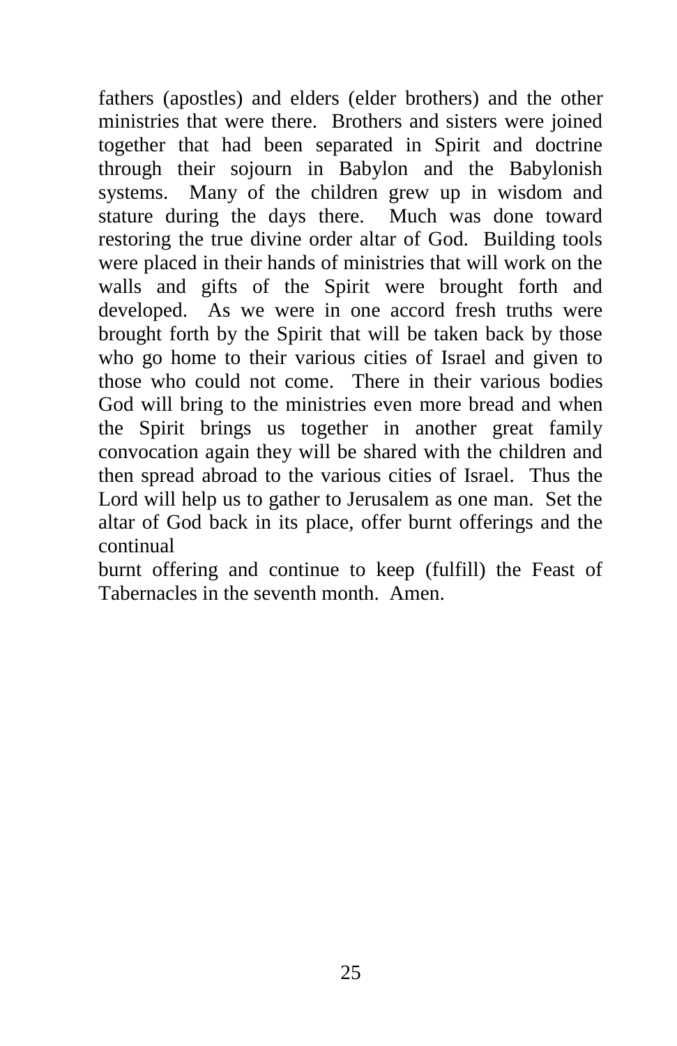fathers (apostles) and elders (elder brothers) and the other ministries that were there. Brothers and sisters were joined together that had been separated in Spirit and doctrine through their sojourn in Babylon and the Babylonish systems. Many of the children grew up in wisdom and stature during the days there. Much was done toward restoring the true divine order altar of God. Building tools were placed in their hands of ministries that will work on the walls and gifts of the Spirit were brought forth and developed. As we were in one accord fresh truths were brought forth by the Spirit that will be taken back by those who go home to their various cities of Israel and given to those who could not come. There in their various bodies God will bring to the ministries even more bread and when the Spirit brings us together in another great family convocation again they will be shared with the children and then spread abroad to the various cities of Israel. Thus the Lord will help us to gather to Jerusalem as one man. Set the altar of God back in its place, offer burnt offerings and the continual

burnt offering and continue to keep (fulfill) the Feast of Tabernacles in the seventh month. Amen.